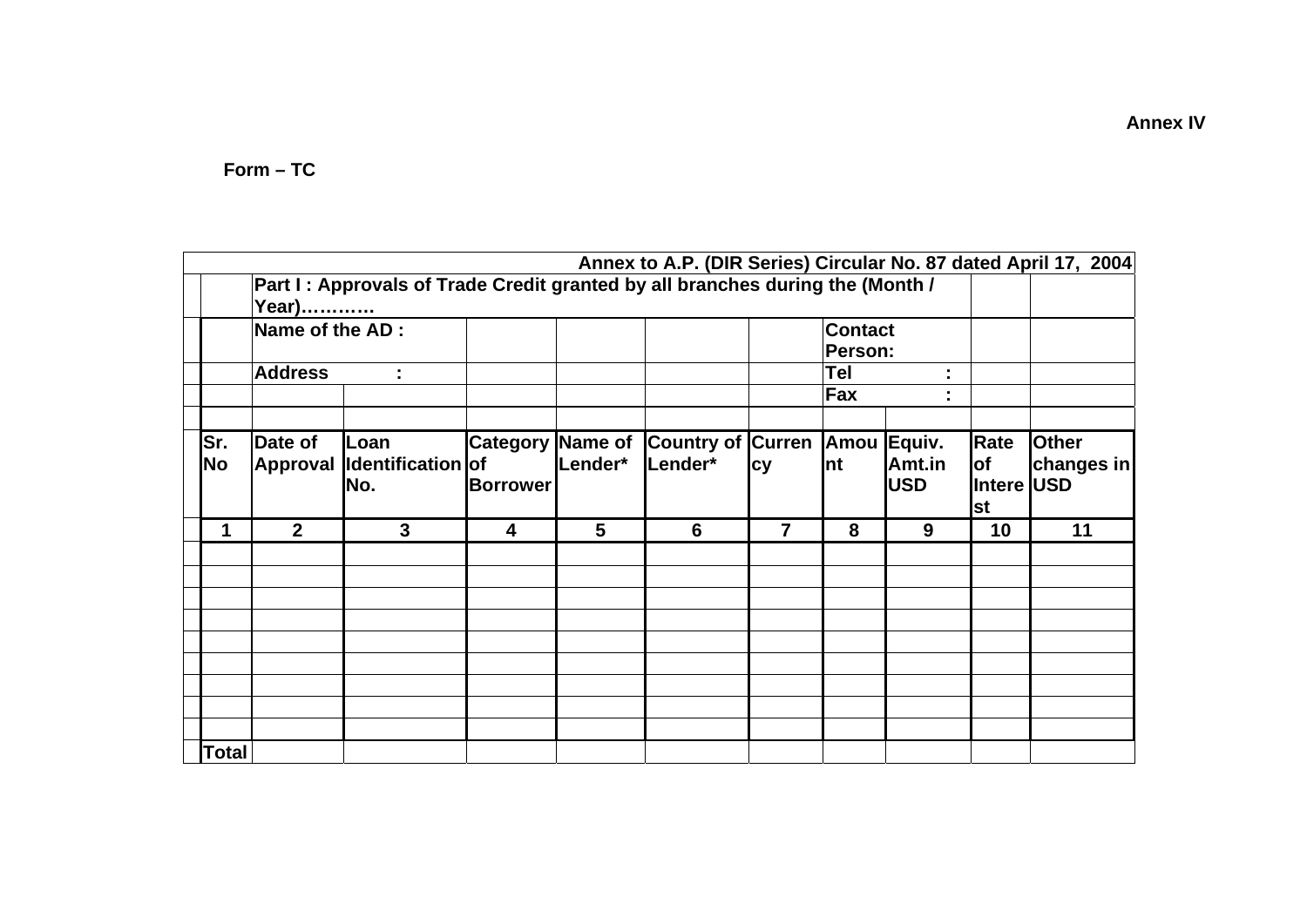**Annex IV**

**Form – TC**

**Annex to A.P. (DIR Series) Circular No. 87 dated April 17, 2004**

**Part I : Approvals of Trade Credit granted by all branches during the (Month / Year)…………**

**Name of the AD :**

**Address :**

**Contact Person:**

**Tel :**

**Fax :**

| Sr. No | Date of Approval | Loan Identification No. | Category of Borrower | Name of Lender* | Country of Lender* | Currency | Amount | Equiv. Amt.in USD | Rate of Interest | Other changes in USD |
|---|---|---|---|---|---|---|---|---|---|---|
| 1 | 2 | 3 | 4 | 5 | 6 | 7 | 8 | 9 | 10 | 11 |
| | | | | | | | | | | |
| | | | | | | | | | | |
| | | | | | | | | | | |
| | | | | | | | | | | |
| | | | | | | | | | | |
| | | | | | | | | | | |
| | | | | | | | | | | |
| | | | | | | | | | | |
| | | | | | | | | | | |
| **Total** | | | | | | | | | | |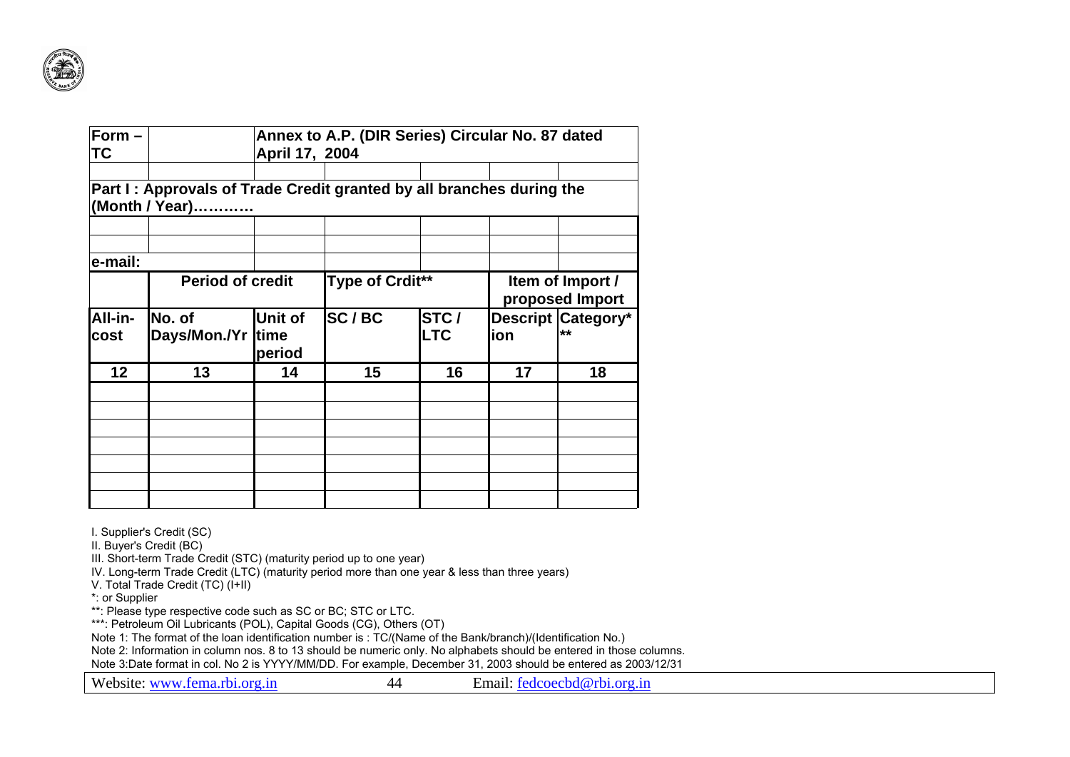| Form – TC | | Annex to A.P. (DIR Series) Circular No. 87 dated April 17, 2004 | | | | |
|---|---|---|---|---|---|---|
| | | | | | | |
| **Part I : Approvals of Trade Credit granted by all branches during the (Month / Year)…………** | | | | | | |
| | | | | | | |
| | | | | | | |
| **e-mail:** | | | | | | |
| | **Period of credit** | | **Type of Crdit\*\*** | | **Item of Import / proposed Import** | |
| **All-in-cost** | **No. of Days/Mon./Yr** | **Unit of time period** | **SC / BC** | **STC / LTC** | **Description** | **Category\*\*\*** |
| **12** | **13** | **14** | **15** | **16** | **17** | **18** |
| | | | | | | |
| | | | | | | |
| | | | | | | |
| | | | | | | |
| | | | | | | |
| | | | | | | |
| | | | | | | |

I. Supplier's Credit (SC)

II. Buyer's Credit (BC)

III. Short-term Trade Credit (STC) (maturity period up to one year)

IV. Long-term Trade Credit (LTC) (maturity period more than one year & less than three years)

V. Total Trade Credit (TC) (I+II)

*: or Supplier

**: Please type respective code such as SC or BC; STC or LTC.

***: Petroleum Oil Lubricants (POL), Capital Goods (CG), Others (OT)

Note 1: The format of the loan identification number is : TC/(Name of the Bank/branch)/(Identification No.)

Note 2: Information in column nos. 8 to 13 should be numeric only. No alphabets should be entered in those columns.

Note 3:Date format in col. No 2 is YYYY/MM/DD. For example, December 31, 2003 should be entered as 2003/12/31

Website: www.fema.rbi.org.in Email: fedcoecbd@rbi.org.in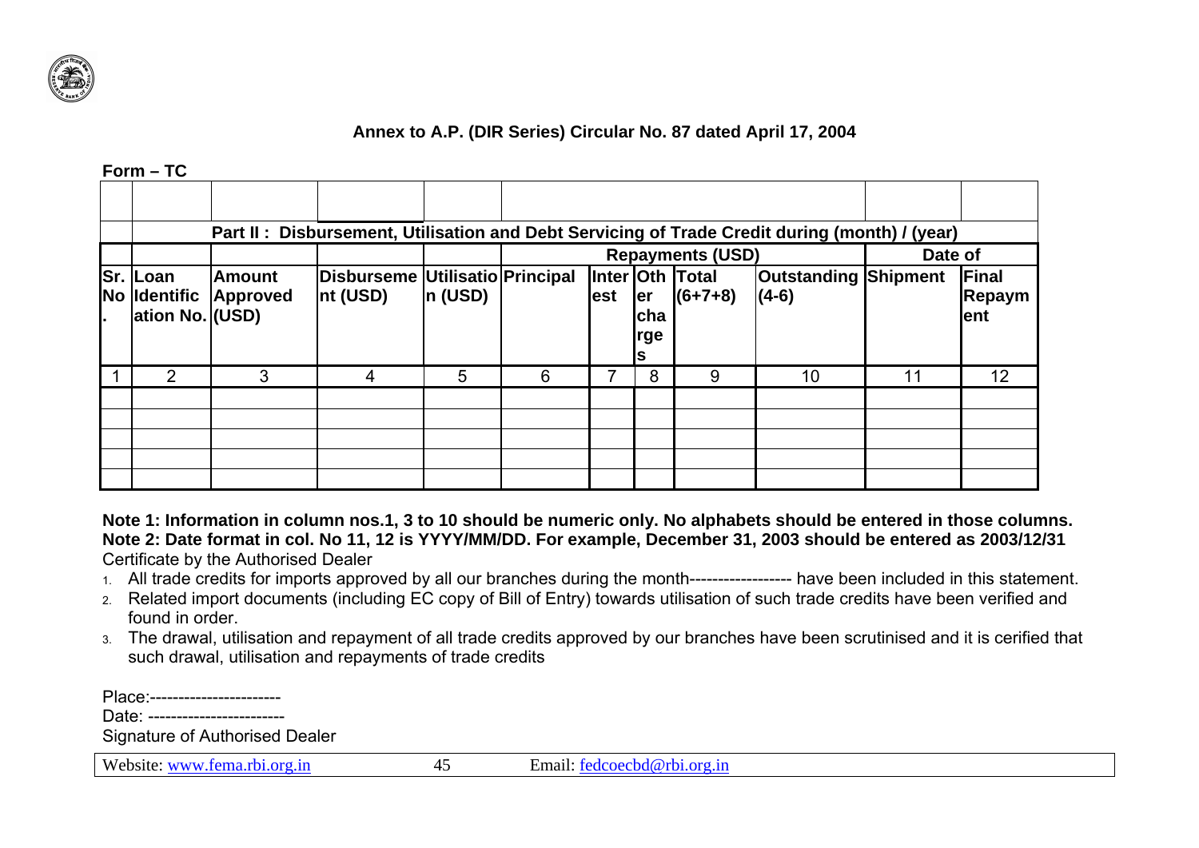**Annex to A.P. (DIR Series) Circular No. 87 dated April 17, 2004**

**Form – TC**

| | | | | | | | | | | | |
|---|---|---|---|---|---|---|---|---|---|---|---|
| | **Part II : Disbursement, Utilisation and Debt Servicing of Trade Credit during (month) / (year)** | | | | | | | | | | |
| | | | | | **Repayments (USD)** | | | | | **Date of** | |
| **Sr. No.** | **Loan Identification No.** | **Amount Approved (USD)** | **Disbursement (USD)** | **Utilisation (USD)** | **Principal** | **Interest** | **Other charges** | **Total (6+7+8)** | **Outstanding (4-6)** | **Shipment** | **Final Repayment** |
| 1 | 2 | 3 | 4 | 5 | 6 | 7 | 8 | 9 | 10 | 11 | 12 |
| | | | | | | | | | | | |
| | | | | | | | | | | | |
| | | | | | | | | | | | |
| | | | | | | | | | | | |
| | | | | | | | | | | | |

**Note 1: Information in column nos.1, 3 to 10 should be numeric only. No alphabets should be entered in those columns.**
**Note 2: Date format in col. No 11, 12 is YYYY/MM/DD. For example, December 31, 2003 should be entered as 2003/12/31**

Certificate by the Authorised Dealer

1. All trade credits for imports approved by all our branches during the month------------------ have been included in this statement.
2. Related import documents (including EC copy of Bill of Entry) towards utilisation of such trade credits have been verified and found in order.
3. The drawal, utilisation and repayment of all trade credits approved by our branches have been scrutinised and it is cerified that such drawal, utilisation and repayments of trade credits

Place:-----------------------
Date: -----------------------
Signature of Authorised Dealer